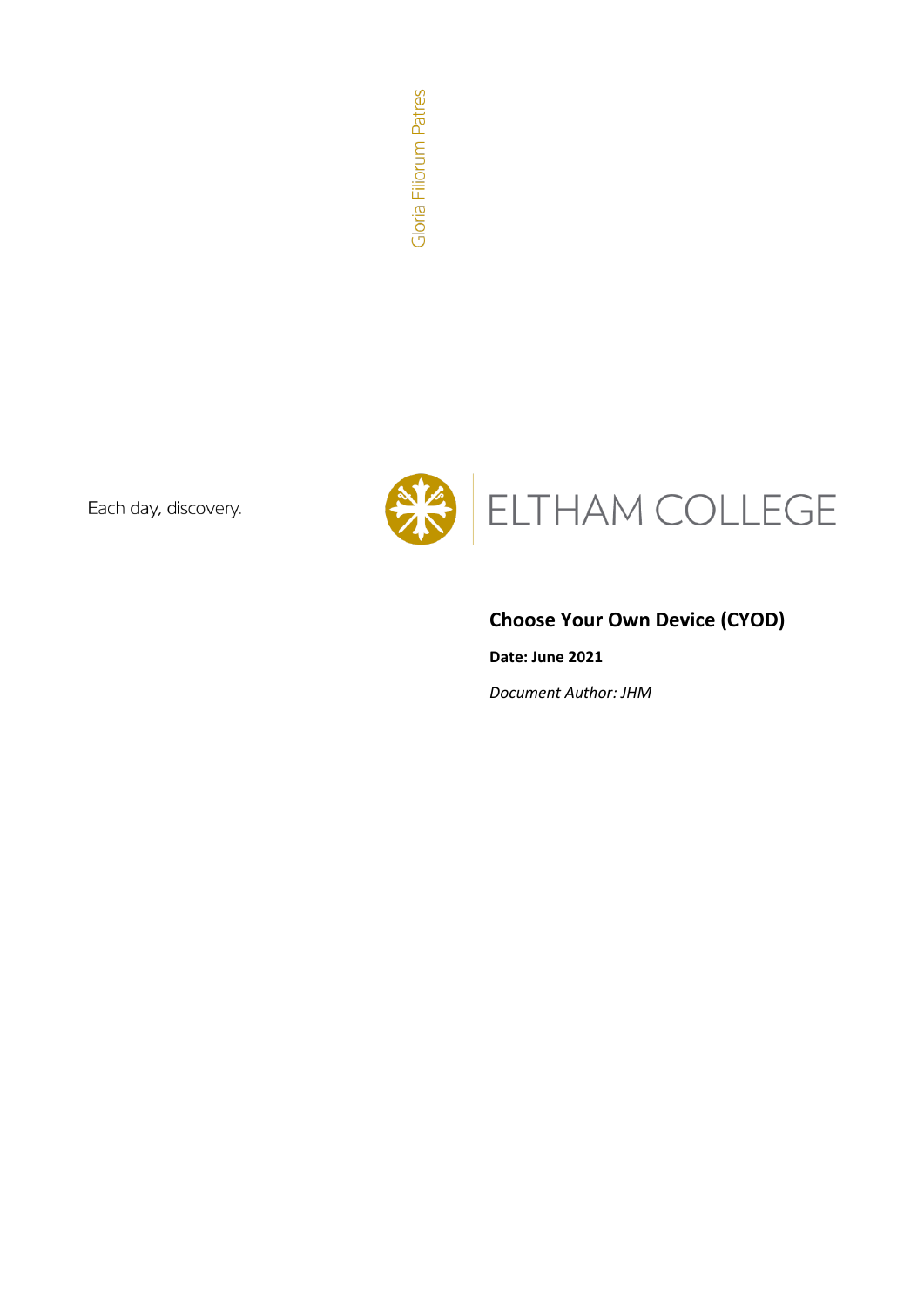Gloria Filiorum Patres

Each day, discovery.

ELTHAM COLLEGE

# Choose Your Own Device (CYOD)

**Date: June 2021**

*Document Author: JHM*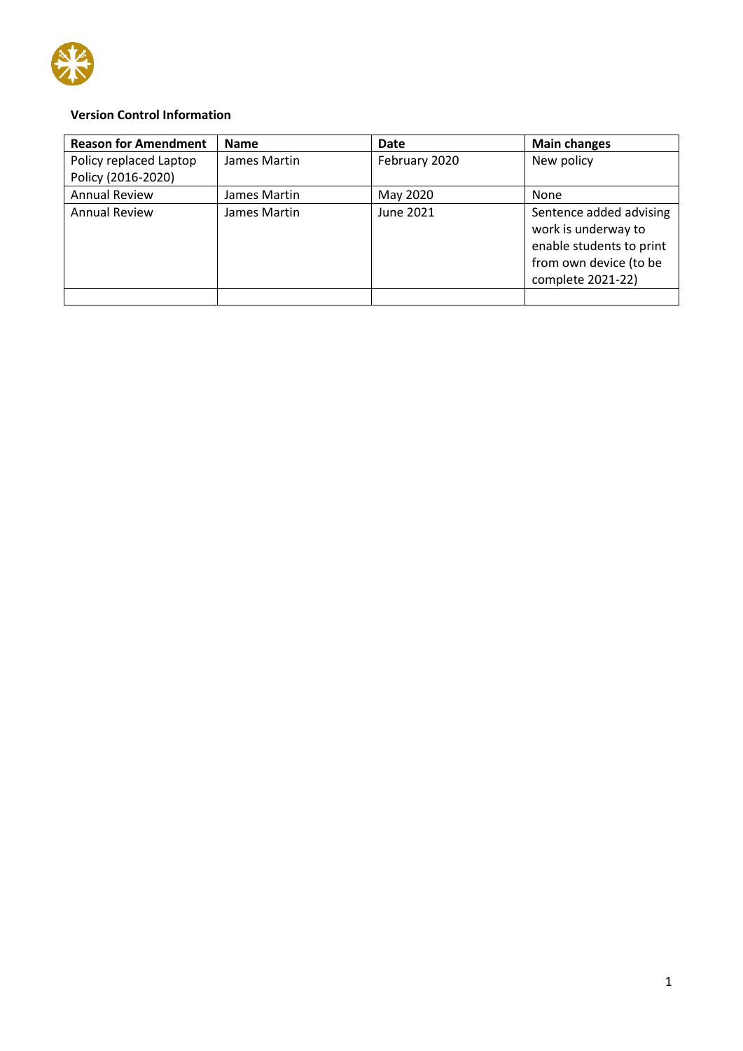**Version Control Information**

| Reason for Amendment | Name | Date | Main changes |
|---|---|---|---|
| Policy replaced Laptop Policy (2016-2020) | James Martin | February 2020 | New policy |
| Annual Review | James Martin | May 2020 | None |
| Annual Review | James Martin | June 2021 | Sentence added advising work is underway to enable students to print from own device (to be complete 2021-22) |
| | | | |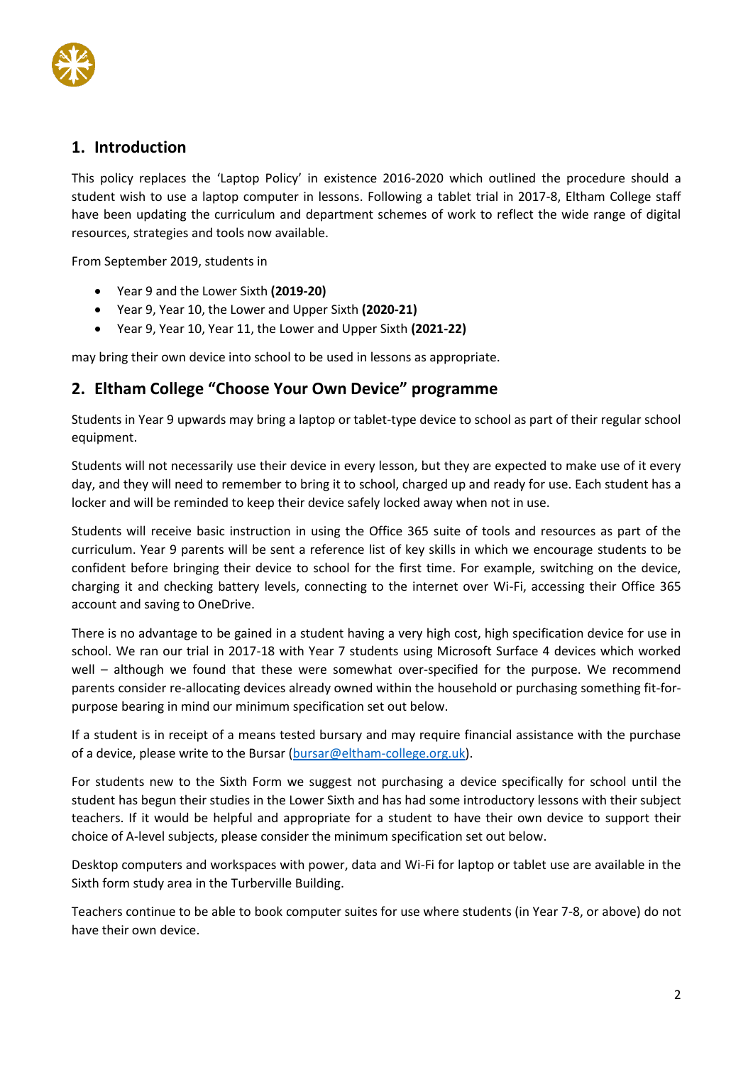## 1. Introduction

This policy replaces the 'Laptop Policy' in existence 2016-2020 which outlined the procedure should a student wish to use a laptop computer in lessons. Following a tablet trial in 2017-8, Eltham College staff have been updating the curriculum and department schemes of work to reflect the wide range of digital resources, strategies and tools now available.

From September 2019, students in

- Year 9 and the Lower Sixth **(2019-20)**
- Year 9, Year 10, the Lower and Upper Sixth **(2020-21)**
- Year 9, Year 10, Year 11, the Lower and Upper Sixth **(2021-22)**

may bring their own device into school to be used in lessons as appropriate.

## 2. Eltham College "Choose Your Own Device" programme

Students in Year 9 upwards may bring a laptop or tablet-type device to school as part of their regular school equipment.

Students will not necessarily use their device in every lesson, but they are expected to make use of it every day, and they will need to remember to bring it to school, charged up and ready for use. Each student has a locker and will be reminded to keep their device safely locked away when not in use.

Students will receive basic instruction in using the Office 365 suite of tools and resources as part of the curriculum. Year 9 parents will be sent a reference list of key skills in which we encourage students to be confident before bringing their device to school for the first time. For example, switching on the device, charging it and checking battery levels, connecting to the internet over Wi-Fi, accessing their Office 365 account and saving to OneDrive.

There is no advantage to be gained in a student having a very high cost, high specification device for use in school. We ran our trial in 2017-18 with Year 7 students using Microsoft Surface 4 devices which worked well – although we found that these were somewhat over-specified for the purpose. We recommend parents consider re-allocating devices already owned within the household or purchasing something fit-for-purpose bearing in mind our minimum specification set out below.

If a student is in receipt of a means tested bursary and may require financial assistance with the purchase of a device, please write to the Bursar (bursar@eltham-college.org.uk).

For students new to the Sixth Form we suggest not purchasing a device specifically for school until the student has begun their studies in the Lower Sixth and has had some introductory lessons with their subject teachers. If it would be helpful and appropriate for a student to have their own device to support their choice of A-level subjects, please consider the minimum specification set out below.

Desktop computers and workspaces with power, data and Wi-Fi for laptop or tablet use are available in the Sixth form study area in the Turberville Building.

Teachers continue to be able to book computer suites for use where students (in Year 7-8, or above) do not have their own device.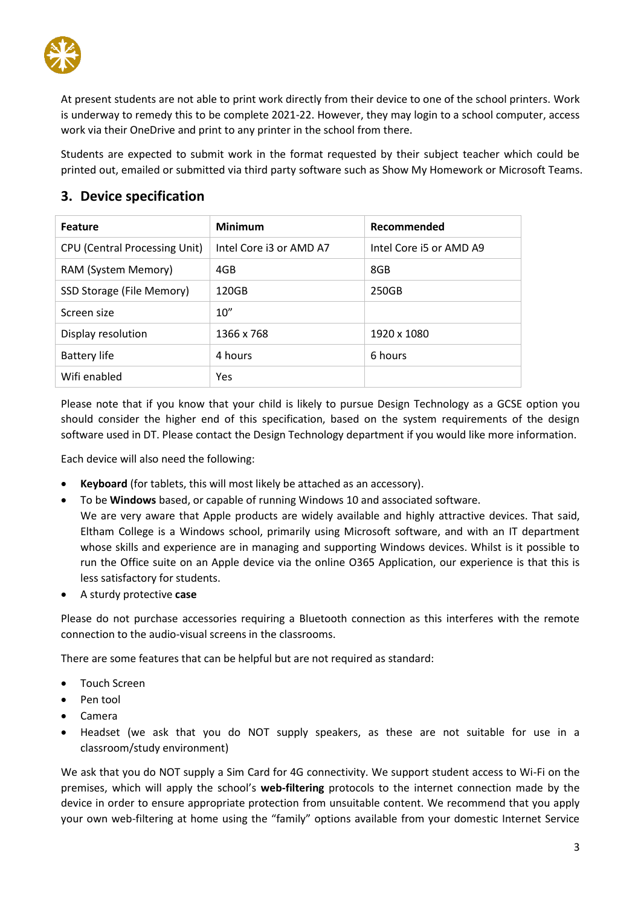At present students are not able to print work directly from their device to one of the school printers. Work is underway to remedy this to be complete 2021-22. However, they may login to a school computer, access work via their OneDrive and print to any printer in the school from there.

Students are expected to submit work in the format requested by their subject teacher which could be printed out, emailed or submitted via third party software such as Show My Homework or Microsoft Teams.

## 3. Device specification

| Feature | Minimum | Recommended |
|---|---|---|
| CPU (Central Processing Unit) | Intel Core i3 or AMD A7 | Intel Core i5 or AMD A9 |
| RAM (System Memory) | 4GB | 8GB |
| SSD Storage (File Memory) | 120GB | 250GB |
| Screen size | 10” | |
| Display resolution | 1366 x 768 | 1920 x 1080 |
| Battery life | 4 hours | 6 hours |
| Wifi enabled | Yes | |

Please note that if you know that your child is likely to pursue Design Technology as a GCSE option you should consider the higher end of this specification, based on the system requirements of the design software used in DT. Please contact the Design Technology department if you would like more information.

Each device will also need the following:

- **Keyboard** (for tablets, this will most likely be attached as an accessory).
- To be **Windows** based, or capable of running Windows 10 and associated software.
  We are very aware that Apple products are widely available and highly attractive devices. That said, Eltham College is a Windows school, primarily using Microsoft software, and with an IT department whose skills and experience are in managing and supporting Windows devices. Whilst is it possible to run the Office suite on an Apple device via the online O365 Application, our experience is that this is less satisfactory for students.
- A sturdy protective **case**

Please do not purchase accessories requiring a Bluetooth connection as this interferes with the remote connection to the audio-visual screens in the classrooms.

There are some features that can be helpful but are not required as standard:

- Touch Screen
- Pen tool
- Camera
- Headset (we ask that you do NOT supply speakers, as these are not suitable for use in a classroom/study environment)

We ask that you do NOT supply a Sim Card for 4G connectivity. We support student access to Wi-Fi on the premises, which will apply the school’s **web-filtering** protocols to the internet connection made by the device in order to ensure appropriate protection from unsuitable content. We recommend that you apply your own web-filtering at home using the “family” options available from your domestic Internet Service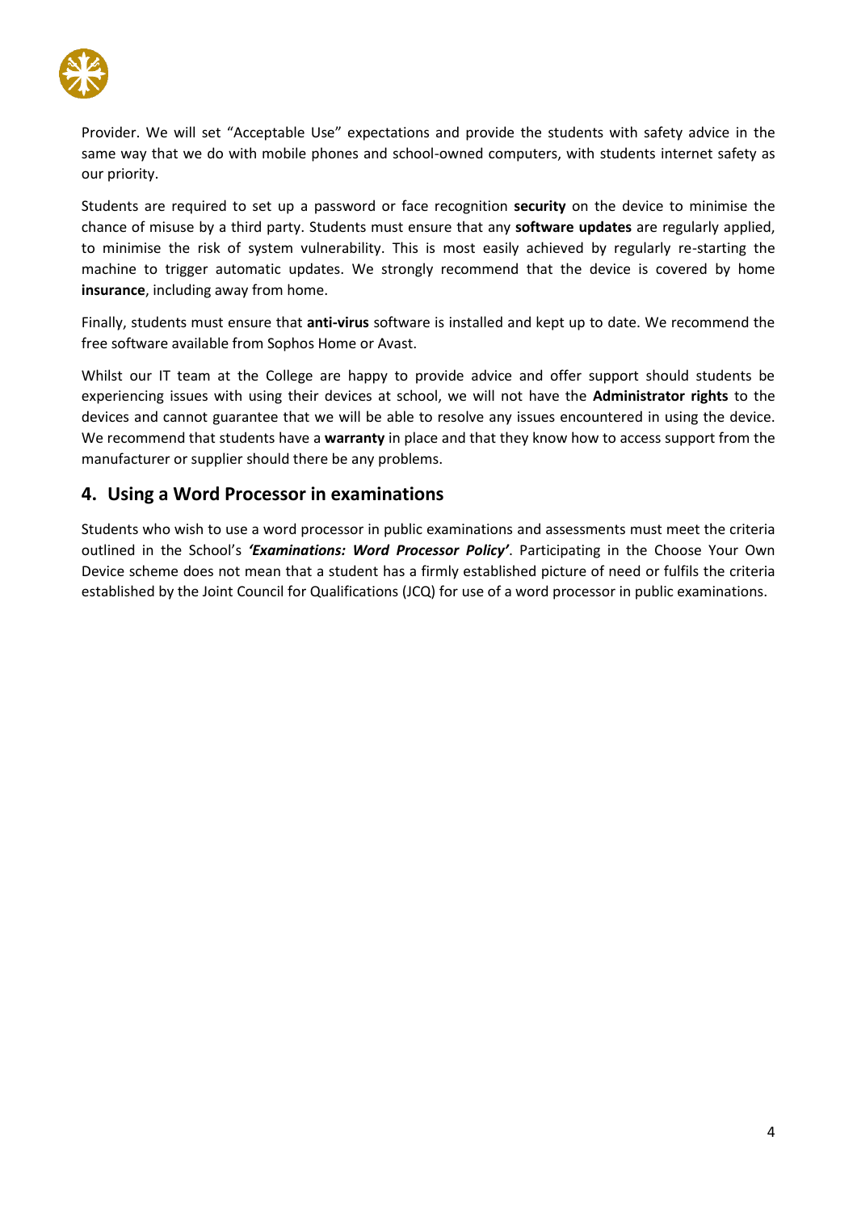Provider. We will set "Acceptable Use" expectations and provide the students with safety advice in the same way that we do with mobile phones and school-owned computers, with students internet safety as our priority.

Students are required to set up a password or face recognition **security** on the device to minimise the chance of misuse by a third party. Students must ensure that any **software updates** are regularly applied, to minimise the risk of system vulnerability. This is most easily achieved by regularly re-starting the machine to trigger automatic updates. We strongly recommend that the device is covered by home **insurance**, including away from home.

Finally, students must ensure that **anti-virus** software is installed and kept up to date. We recommend the free software available from Sophos Home or Avast.

Whilst our IT team at the College are happy to provide advice and offer support should students be experiencing issues with using their devices at school, we will not have the **Administrator rights** to the devices and cannot guarantee that we will be able to resolve any issues encountered in using the device. We recommend that students have a **warranty** in place and that they know how to access support from the manufacturer or supplier should there be any problems.

## 4. Using a Word Processor in examinations

Students who wish to use a word processor in public examinations and assessments must meet the criteria outlined in the School's ***'Examinations: Word Processor Policy'***. Participating in the Choose Your Own Device scheme does not mean that a student has a firmly established picture of need or fulfils the criteria established by the Joint Council for Qualifications (JCQ) for use of a word processor in public examinations.